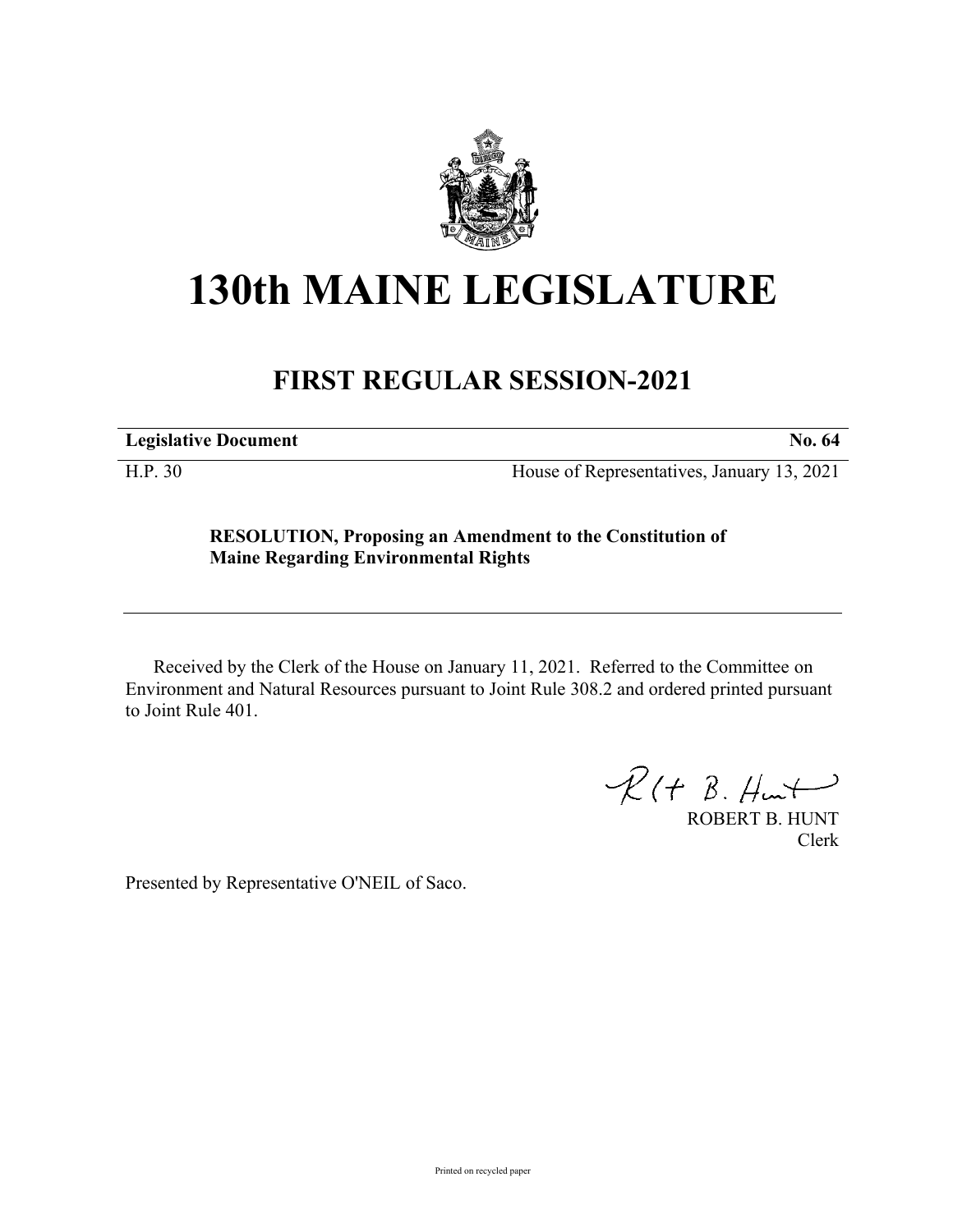# 130th MAINE LEGISLATURE

## FIRST REGULAR SESSION-2021

**Legislative Document** **No. 64**

H.P. 30 House of Representatives, January 13, 2021

**RESOLUTION, Proposing an Amendment to the Constitution of Maine Regarding Environmental Rights**

Received by the Clerk of the House on January 11, 2021. Referred to the Committee on Environment and Natural Resources pursuant to Joint Rule 308.2 and ordered printed pursuant to Joint Rule 401.

ROBERT B. HUNT
Clerk

Presented by Representative O'NEIL of Saco.

Printed on recycled paper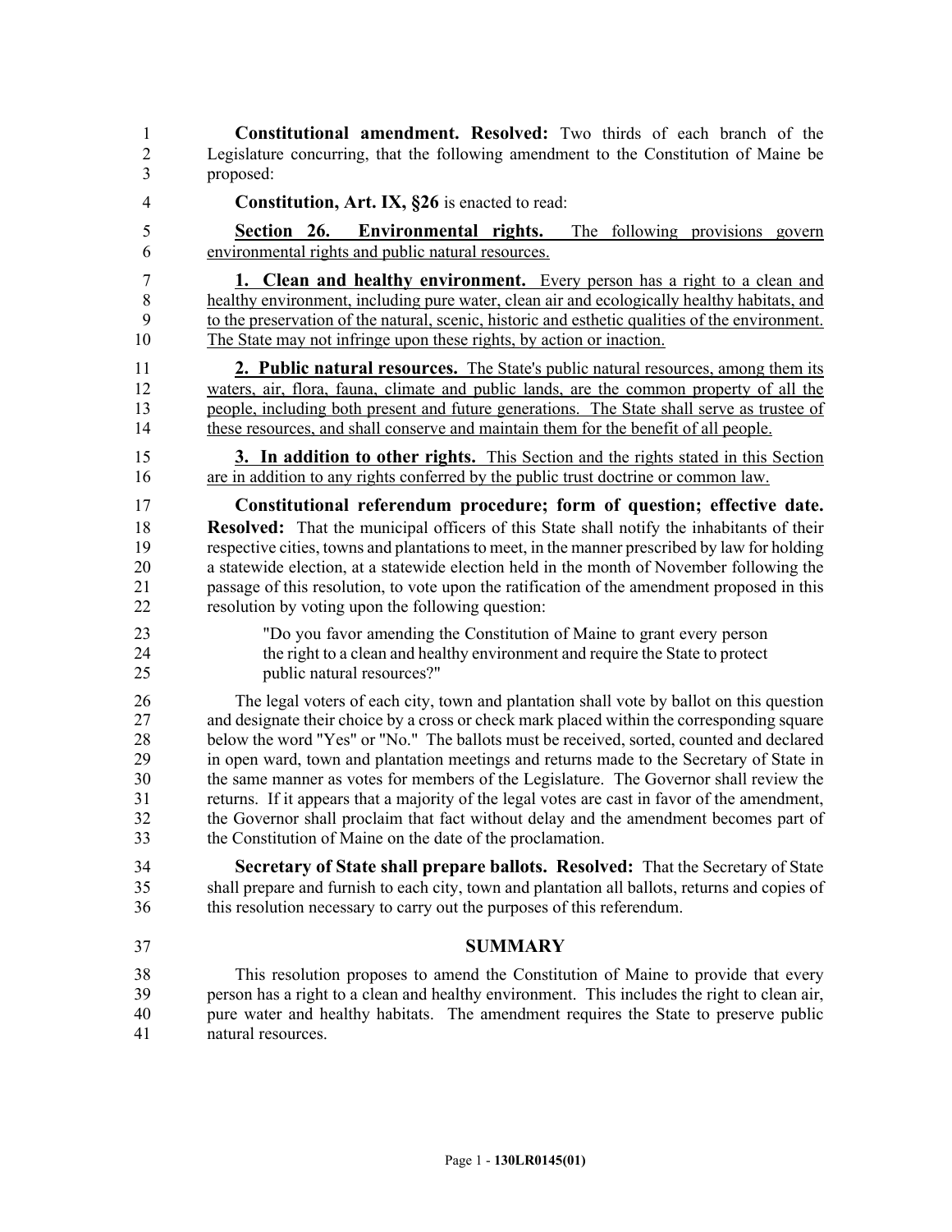**Constitutional amendment. Resolved:** Two thirds of each branch of the Legislature concurring, that the following amendment to the Constitution of Maine be proposed:

**Constitution, Art. IX, §26** is enacted to read:

**Section 26. Environmental rights.** The following provisions govern environmental rights and public natural resources.

**1. Clean and healthy environment.** Every person has a right to a clean and healthy environment, including pure water, clean air and ecologically healthy habitats, and to the preservation of the natural, scenic, historic and esthetic qualities of the environment. The State may not infringe upon these rights, by action or inaction.

**2. Public natural resources.** The State's public natural resources, among them its waters, air, flora, fauna, climate and public lands, are the common property of all the people, including both present and future generations. The State shall serve as trustee of these resources, and shall conserve and maintain them for the benefit of all people.

**3. In addition to other rights.** This Section and the rights stated in this Section are in addition to any rights conferred by the public trust doctrine or common law.

**Constitutional referendum procedure; form of question; effective date. Resolved:** That the municipal officers of this State shall notify the inhabitants of their respective cities, towns and plantations to meet, in the manner prescribed by law for holding a statewide election, at a statewide election held in the month of November following the passage of this resolution, to vote upon the ratification of the amendment proposed in this resolution by voting upon the following question:

> "Do you favor amending the Constitution of Maine to grant every person the right to a clean and healthy environment and require the State to protect public natural resources?"

The legal voters of each city, town and plantation shall vote by ballot on this question and designate their choice by a cross or check mark placed within the corresponding square below the word "Yes" or "No." The ballots must be received, sorted, counted and declared in open ward, town and plantation meetings and returns made to the Secretary of State in the same manner as votes for members of the Legislature. The Governor shall review the returns. If it appears that a majority of the legal votes are cast in favor of the amendment, the Governor shall proclaim that fact without delay and the amendment becomes part of the Constitution of Maine on the date of the proclamation.

**Secretary of State shall prepare ballots. Resolved:** That the Secretary of State shall prepare and furnish to each city, town and plantation all ballots, returns and copies of this resolution necessary to carry out the purposes of this referendum.

## SUMMARY

This resolution proposes to amend the Constitution of Maine to provide that every person has a right to a clean and healthy environment. This includes the right to clean air, pure water and healthy habitats. The amendment requires the State to preserve public natural resources.